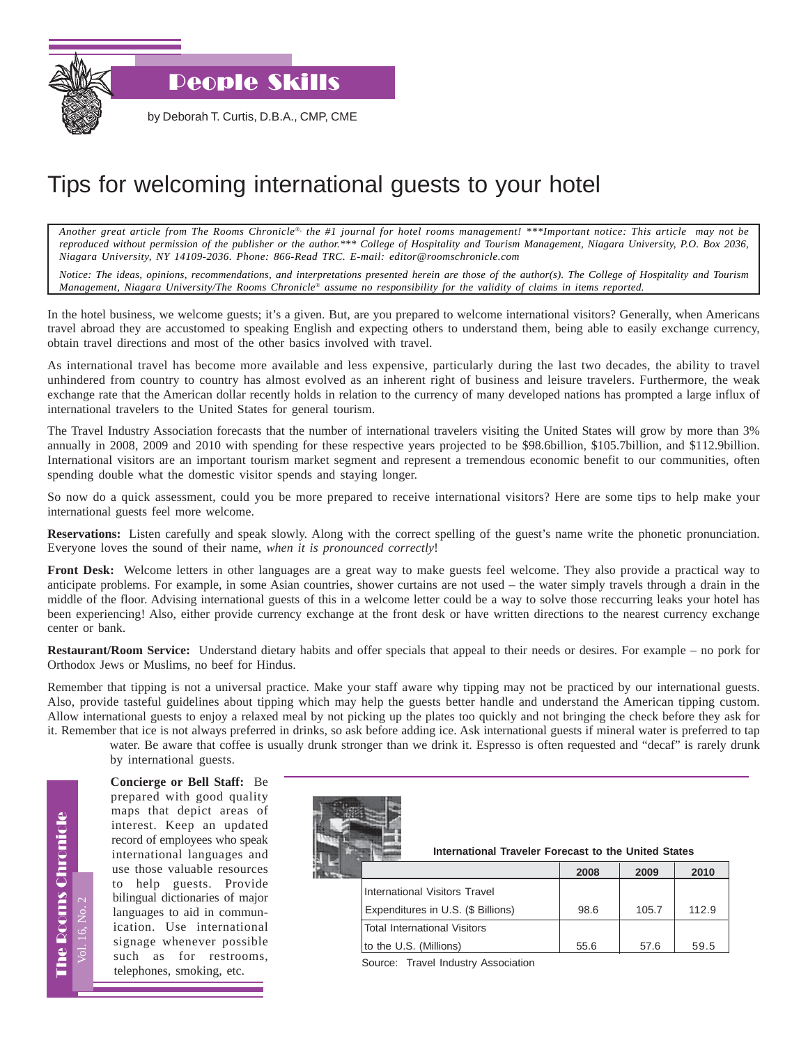# People Skills

by Deborah T. Curtis, D.B.A., CMP, CME

## Tips for welcoming international guests to your hotel

*Another great article from The Rooms Chronicle®, the #1 journal for hotel rooms management! \*\*\*Important notice: This article may not be reproduced without permission of the publisher or the author.\*\*\* College of Hospitality and Tourism Management, Niagara University, P.O. Box 2036, Niagara University, NY 14109-2036. Phone: 866-Read TRC. E-mail: editor@roomschronicle.com*

*Notice: The ideas, opinions, recommendations, and interpretations presented herein are those of the author(s). The College of Hospitality and Tourism Management, Niagara University/The Rooms Chronicle® assume no responsibility for the validity of claims in items reported.*

In the hotel business, we welcome guests; it's a given. But, are you prepared to welcome international visitors? Generally, when Americans travel abroad they are accustomed to speaking English and expecting others to understand them, being able to easily exchange currency, obtain travel directions and most of the other basics involved with travel.

As international travel has become more available and less expensive, particularly during the last two decades, the ability to travel unhindered from country to country has almost evolved as an inherent right of business and leisure travelers. Furthermore, the weak exchange rate that the American dollar recently holds in relation to the currency of many developed nations has prompted a large influx of international travelers to the United States for general tourism.

The Travel Industry Association forecasts that the number of international travelers visiting the United States will grow by more than 3% annually in 2008, 2009 and 2010 with spending for these respective years projected to be $98.6billion, $105.7billion, and $112.9billion. International visitors are an important tourism market segment and represent a tremendous economic benefit to our communities, often spending double what the domestic visitor spends and staying longer.

So now do a quick assessment, could you be more prepared to receive international visitors? Here are some tips to help make your international guests feel more welcome.

**Reservations:** Listen carefully and speak slowly. Along with the correct spelling of the guest's name write the phonetic pronunciation. Everyone loves the sound of their name, *when it is pronounced correctly*!

**Front Desk:** Welcome letters in other languages are a great way to make guests feel welcome. They also provide a practical way to anticipate problems. For example, in some Asian countries, shower curtains are not used – the water simply travels through a drain in the middle of the floor. Advising international guests of this in a welcome letter could be a way to solve those reccurring leaks your hotel has been experiencing! Also, either provide currency exchange at the front desk or have written directions to the nearest currency exchange center or bank.

**Restaurant/Room Service:** Understand dietary habits and offer specials that appeal to their needs or desires. For example – no pork for Orthodox Jews or Muslims, no beef for Hindus.

Remember that tipping is not a universal practice. Make your staff aware why tipping may not be practiced by our international guests. Also, provide tasteful guidelines about tipping which may help the guests better handle and understand the American tipping custom. Allow international guests to enjoy a relaxed meal by not picking up the plates too quickly and not bringing the check before they ask for it. Remember that ice is not always preferred in drinks, so ask before adding ice. Ask international guests if mineral water is preferred to tap water. Be aware that coffee is usually drunk stronger than we drink it. Espresso is often requested and "decaf" is rarely drunk by international guests.

**Concierge or Bell Staff:** Be prepared with good quality maps that depict areas of interest. Keep an updated record of employees who speak international languages and use those valuable resources to help guests. Provide bilingual dictionaries of major languages to aid in communication. Use international signage whenever possible such as for restrooms, telephones, smoking, etc.

**International Traveler Forecast to the United States**

| | 2008 | 2009 | 2010 |
|---|---|---|---|
| International Visitors Travel Expenditures in U.S. ($ Billions) | 98.6 | 105.7 | 112.9 |
| Total International Visitors to the U.S. (Millions) | 55.6 | 57.6 | 59.5 |

Source: Travel Industry Association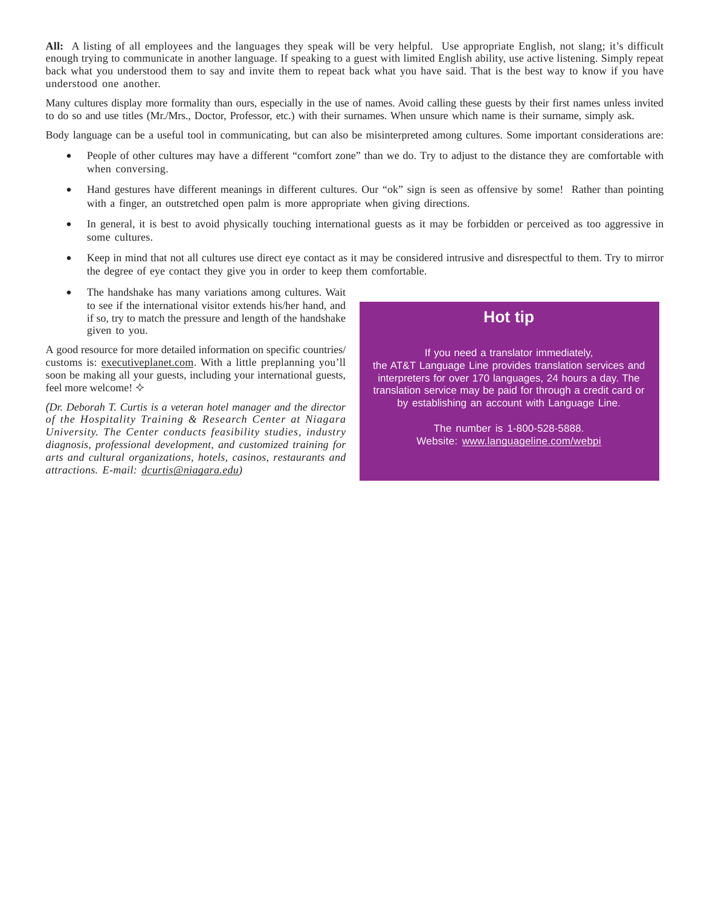**All:** A listing of all employees and the languages they speak will be very helpful. Use appropriate English, not slang; it's difficult enough trying to communicate in another language. If speaking to a guest with limited English ability, use active listening. Simply repeat back what you understood them to say and invite them to repeat back what you have said. That is the best way to know if you have understood one another.

Many cultures display more formality than ours, especially in the use of names. Avoid calling these guests by their first names unless invited to do so and use titles (Mr./Mrs., Doctor, Professor, etc.) with their surnames. When unsure which name is their surname, simply ask.

Body language can be a useful tool in communicating, but can also be misinterpreted among cultures. Some important considerations are:

- People of other cultures may have a different "comfort zone" than we do. Try to adjust to the distance they are comfortable with when conversing.
- Hand gestures have different meanings in different cultures. Our "ok" sign is seen as offensive by some! Rather than pointing with a finger, an outstretched open palm is more appropriate when giving directions.
- In general, it is best to avoid physically touching international guests as it may be forbidden or perceived as too aggressive in some cultures.
- Keep in mind that not all cultures use direct eye contact as it may be considered intrusive and disrespectful to them. Try to mirror the degree of eye contact they give you in order to keep them comfortable.
- The handshake has many variations among cultures. Wait to see if the international visitor extends his/her hand, and if so, try to match the pressure and length of the handshake given to you.

A good resource for more detailed information on specific countries/customs is: executiveplanet.com. With a little preplanning you'll soon be making all your guests, including your international guests, feel more welcome! ✧

*(Dr. Deborah T. Curtis is a veteran hotel manager and the director of the Hospitality Training & Research Center at Niagara University. The Center conducts feasibility studies, industry diagnosis, professional development, and customized training for arts and cultural organizations, hotels, casinos, restaurants and attractions. E-mail: dcurtis@niagara.edu)*

## Hot tip

If you need a translator immediately, the AT&T Language Line provides translation services and interpreters for over 170 languages, 24 hours a day. The translation service may be paid for through a credit card or by establishing an account with Language Line.

The number is 1-800-528-5888.
Website: www.languageline.com/webpi